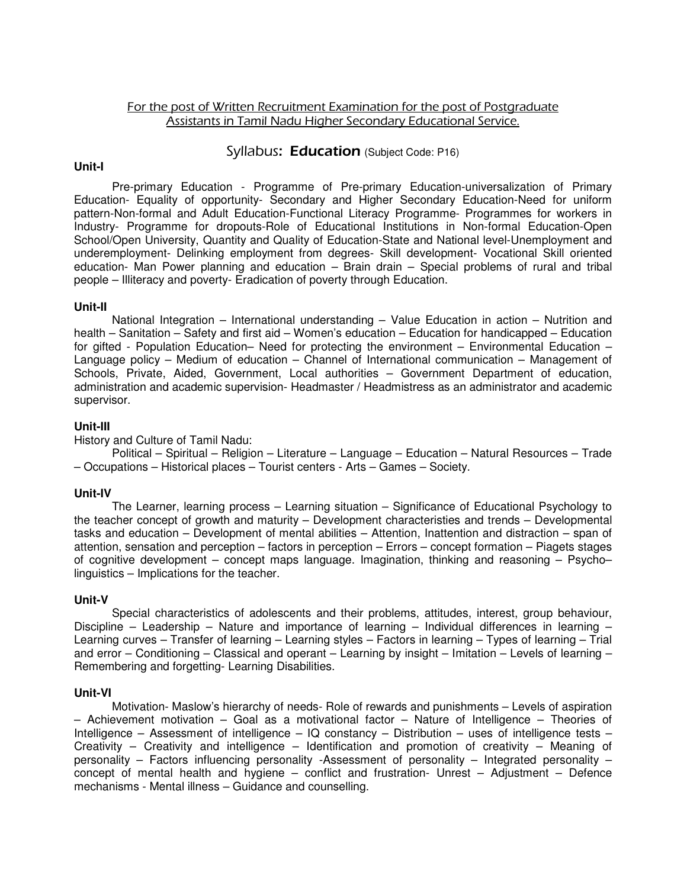For the post of Written Recruitment Examination for the post of Postgraduate Assistants in Tamil Nadu Higher Secondary Educational Service.

## Syllabus: **Education** (Subject Code: P16)

**Unit-I**

Pre-primary Education - Programme of Pre-primary Education-universalization of Primary Education- Equality of opportunity- Secondary and Higher Secondary Education-Need for uniform pattern-Non-formal and Adult Education-Functional Literacy Programme- Programmes for workers in Industry- Programme for dropouts-Role of Educational Institutions in Non-formal Education-Open School/Open University, Quantity and Quality of Education-State and National level-Unemployment and underemployment- Delinking employment from degrees- Skill development- Vocational Skill oriented education- Man Power planning and education – Brain drain – Special problems of rural and tribal people – Illiteracy and poverty- Eradication of poverty through Education.

**Unit-II**

National Integration – International understanding – Value Education in action – Nutrition and health – Sanitation – Safety and first aid – Women's education – Education for handicapped – Education for gifted - Population Education– Need for protecting the environment – Environmental Education – Language policy – Medium of education – Channel of International communication – Management of Schools, Private, Aided, Government, Local authorities – Government Department of education, administration and academic supervision- Headmaster / Headmistress as an administrator and academic supervisor.

**Unit-III**

History and Culture of Tamil Nadu:

Political – Spiritual – Religion – Literature – Language – Education – Natural Resources – Trade – Occupations – Historical places – Tourist centers - Arts – Games – Society.

**Unit-IV**

The Learner, learning process – Learning situation – Significance of Educational Psychology to the teacher concept of growth and maturity – Development characteristies and trends – Developmental tasks and education – Development of mental abilities – Attention, Inattention and distraction – span of attention, sensation and perception – factors in perception – Errors – concept formation – Piagets stages of cognitive development – concept maps language. Imagination, thinking and reasoning – Psycho–linguistics – Implications for the teacher.

**Unit-V**

Special characteristics of adolescents and their problems, attitudes, interest, group behaviour, Discipline – Leadership – Nature and importance of learning – Individual differences in learning – Learning curves – Transfer of learning – Learning styles – Factors in learning – Types of learning – Trial and error – Conditioning – Classical and operant – Learning by insight – Imitation – Levels of learning – Remembering and forgetting- Learning Disabilities.

**Unit-VI**

Motivation- Maslow's hierarchy of needs- Role of rewards and punishments – Levels of aspiration – Achievement motivation – Goal as a motivational factor – Nature of Intelligence – Theories of Intelligence – Assessment of intelligence – IQ constancy – Distribution – uses of intelligence tests – Creativity – Creativity and intelligence – Identification and promotion of creativity – Meaning of personality – Factors influencing personality -Assessment of personality – Integrated personality – concept of mental health and hygiene – conflict and frustration- Unrest – Adjustment – Defence mechanisms - Mental illness – Guidance and counselling.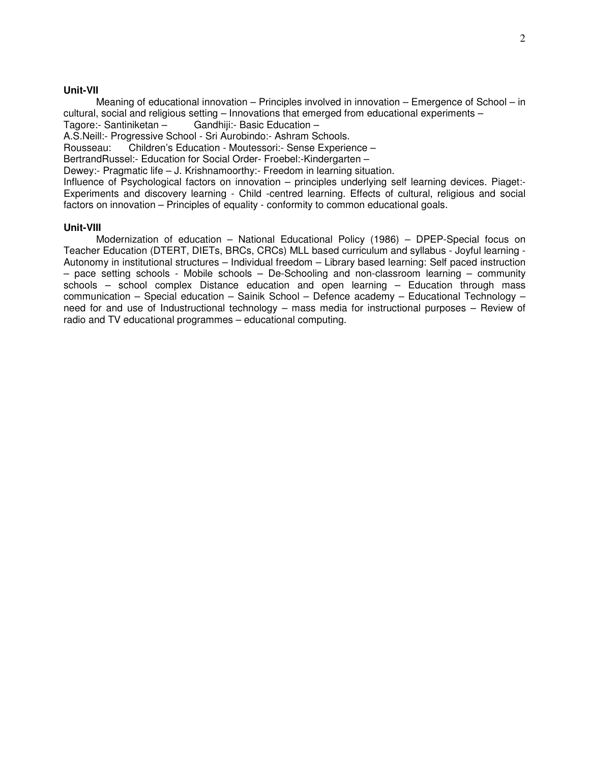**Unit-VII**

Meaning of educational innovation – Principles involved in innovation – Emergence of School – in cultural, social and religious setting – Innovations that emerged from educational experiments –
Tagore:- Santiniketan – Gandhiji:- Basic Education –
A.S.Neill:- Progressive School - Sri Aurobindo:- Ashram Schools.
Rousseau: Children's Education - Moutessori:- Sense Experience –
BertrandRussel:- Education for Social Order- Froebel:-Kindergarten –
Dewey:- Pragmatic life – J. Krishnamoorthy:- Freedom in learning situation.
Influence of Psychological factors on innovation – principles underlying self learning devices. Piaget:- Experiments and discovery learning - Child -centred learning. Effects of cultural, religious and social factors on innovation – Principles of equality - conformity to common educational goals.

**Unit-VIII**

Modernization of education – National Educational Policy (1986) – DPEP-Special focus on Teacher Education (DTERT, DIETs, BRCs, CRCs) MLL based curriculum and syllabus - Joyful learning - Autonomy in institutional structures – Individual freedom – Library based learning: Self paced instruction – pace setting schools - Mobile schools – De-Schooling and non-classroom learning – community schools – school complex Distance education and open learning – Education through mass communication – Special education – Sainik School – Defence academy – Educational Technology – need for and use of Industructional technology – mass media for instructional purposes – Review of radio and TV educational programmes – educational computing.